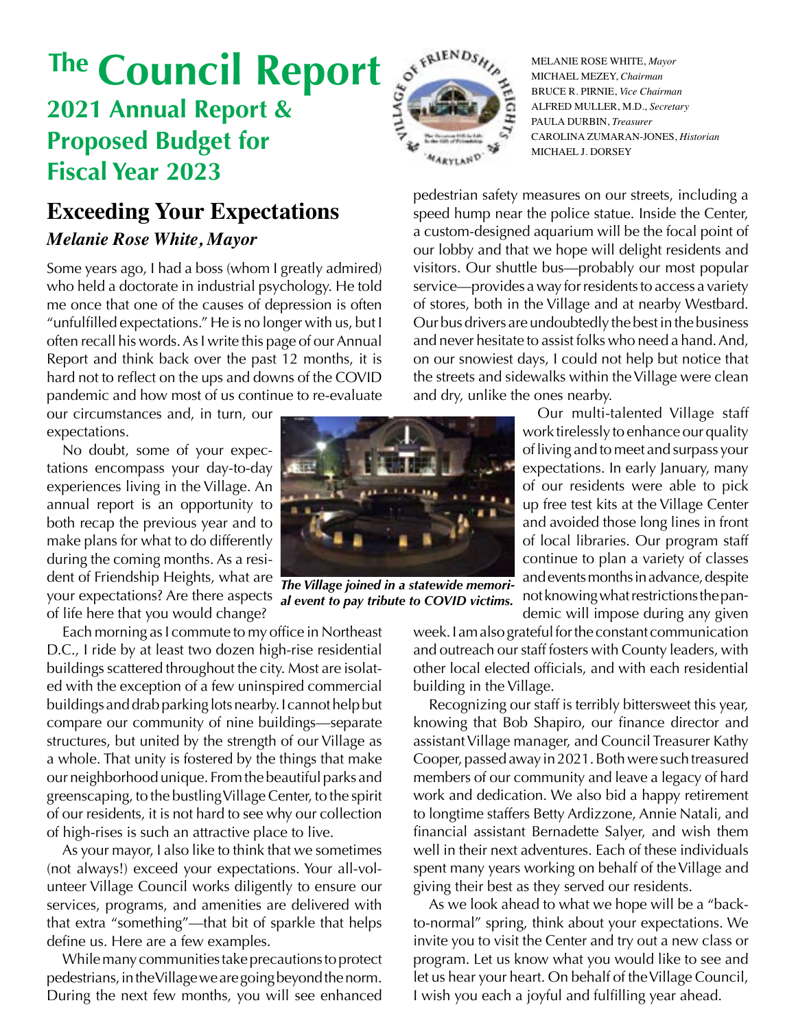# The Council Report

## 2021 Annual Report & Proposed Budget for Fiscal Year 2023

MELANIE ROSE WHITE, *Mayor*
MICHAEL MEZEY, *Chairman*
BRUCE R. PIRNIE, *Vice Chairman*
ALFRED MULLER, M.D., *Secretary*
PAULA DURBIN, *Treasurer*
CAROLINA ZUMARAN-JONES, *Historian*
MICHAEL J. DORSEY

## Exceeding Your Expectations

***Melanie Rose White, Mayor***

Some years ago, I had a boss (whom I greatly admired) who held a doctorate in industrial psychology. He told me once that one of the causes of depression is often "unfulfilled expectations." He is no longer with us, but I often recall his words. As I write this page of our Annual Report and think back over the past 12 months, it is hard not to reflect on the ups and downs of the COVID pandemic and how most of us continue to re-evaluate our circumstances and, in turn, our expectations.

No doubt, some of your expectations encompass your day-to-day experiences living in the Village. An annual report is an opportunity to both recap the previous year and to make plans for what to do differently during the coming months. As a resident of Friendship Heights, what are your expectations? Are there aspects of life here that you would change?

*The Village joined in a statewide memorial event to pay tribute to COVID victims.*

Each morning as I commute to my office in Northeast D.C., I ride by at least two dozen high-rise residential buildings scattered throughout the city. Most are isolated with the exception of a few uninspired commercial buildings and drab parking lots nearby. I cannot help but compare our community of nine buildings—separate structures, but united by the strength of our Village as a whole. That unity is fostered by the things that make our neighborhood unique. From the beautiful parks and greenscaping, to the bustling Village Center, to the spirit of our residents, it is not hard to see why our collection of high-rises is such an attractive place to live.

As your mayor, I also like to think that we sometimes (not always!) exceed your expectations. Your all-volunteer Village Council works diligently to ensure our services, programs, and amenities are delivered with that extra "something"—that bit of sparkle that helps define us. Here are a few examples.

While many communities take precautions to protect pedestrians, in the Village we are going beyond the norm. During the next few months, you will see enhanced pedestrian safety measures on our streets, including a speed hump near the police statue. Inside the Center, a custom-designed aquarium will be the focal point of our lobby and that we hope will delight residents and visitors. Our shuttle bus—probably our most popular service—provides a way for residents to access a variety of stores, both in the Village and at nearby Westbard. Our bus drivers are undoubtedly the best in the business and never hesitate to assist folks who need a hand. And, on our snowiest days, I could not help but notice that the streets and sidewalks within the Village were clean and dry, unlike the ones nearby.

Our multi-talented Village staff work tirelessly to enhance our quality of living and to meet and surpass your expectations. In early January, many of our residents were able to pick up free test kits at the Village Center and avoided those long lines in front of local libraries. Our program staff continue to plan a variety of classes and events months in advance, despite not knowing what restrictions the pandemic will impose during any given week. I am also grateful for the constant communication and outreach our staff fosters with County leaders, with other local elected officials, and with each residential building in the Village.

Recognizing our staff is terribly bittersweet this year, knowing that Bob Shapiro, our finance director and assistant Village manager, and Council Treasurer Kathy Cooper, passed away in 2021. Both were such treasured members of our community and leave a legacy of hard work and dedication. We also bid a happy retirement to longtime staffers Betty Ardizzone, Annie Natali, and financial assistant Bernadette Salyer, and wish them well in their next adventures. Each of these individuals spent many years working on behalf of the Village and giving their best as they served our residents.

As we look ahead to what we hope will be a "back-to-normal" spring, think about your expectations. We invite you to visit the Center and try out a new class or program. Let us know what you would like to see and let us hear your heart. On behalf of the Village Council, I wish you each a joyful and fulfilling year ahead.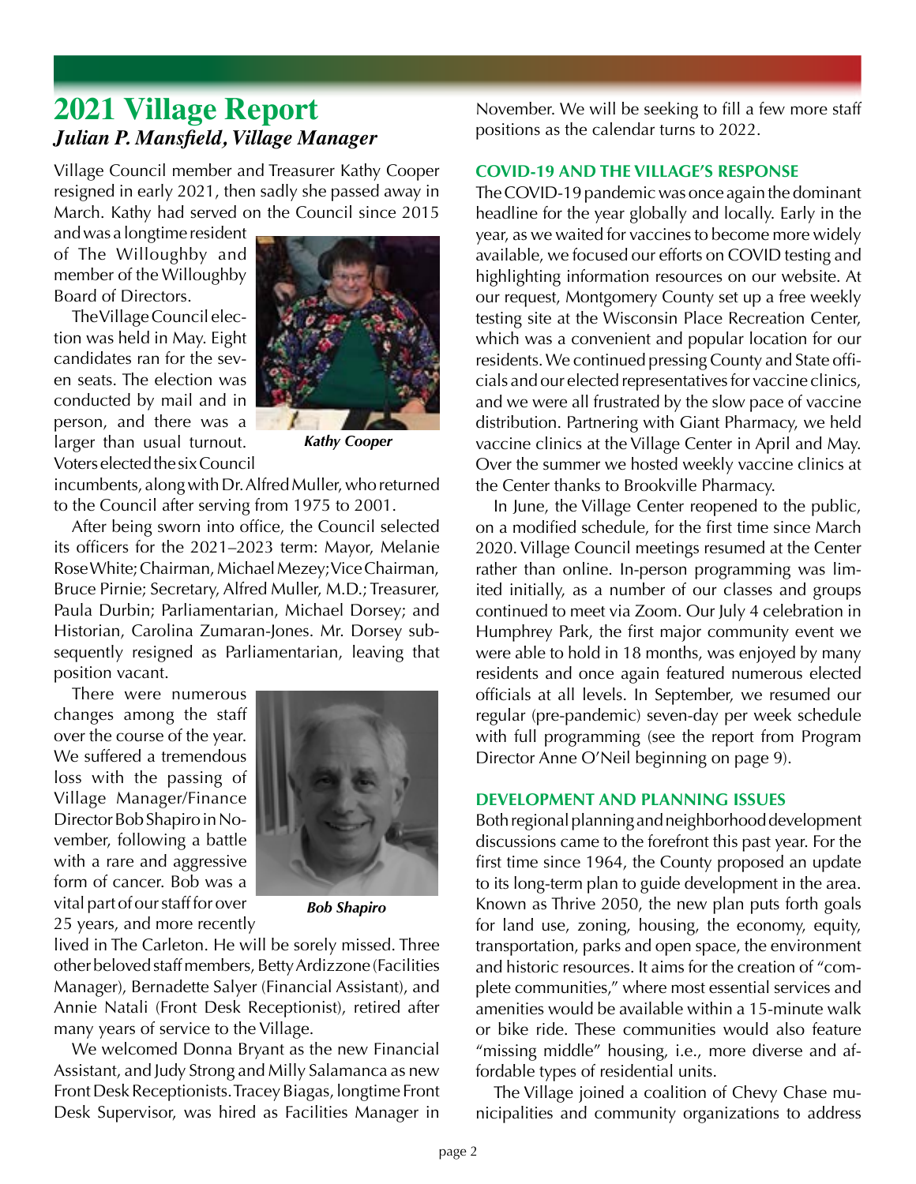# 2021 Village Report

## *Julian P. Mansfield, Village Manager*

Village Council member and Treasurer Kathy Cooper resigned in early 2021, then sadly she passed away in March. Kathy had served on the Council since 2015 and was a longtime resident of The Willoughby and member of the Willoughby Board of Directors.

***Kathy Cooper***

The Village Council election was held in May. Eight candidates ran for the seven seats. The election was conducted by mail and in person, and there was a larger than usual turnout. Voters elected the six Council incumbents, along with Dr. Alfred Muller, who returned to the Council after serving from 1975 to 2001.

After being sworn into office, the Council selected its officers for the 2021–2023 term: Mayor, Melanie Rose White; Chairman, Michael Mezey; Vice Chairman, Bruce Pirnie; Secretary, Alfred Muller, M.D.; Treasurer, Paula Durbin; Parliamentarian, Michael Dorsey; and Historian, Carolina Zumaran-Jones. Mr. Dorsey subsequently resigned as Parliamentarian, leaving that position vacant.

There were numerous changes among the staff over the course of the year. We suffered a tremendous loss with the passing of Village Manager/Finance Director Bob Shapiro in November, following a battle with a rare and aggressive form of cancer. Bob was a vital part of our staff for over 25 years, and more recently lived in The Carleton. He will be sorely missed. Three other beloved staff members, Betty Ardizzone (Facilities Manager), Bernadette Salyer (Financial Assistant), and Annie Natali (Front Desk Receptionist), retired after many years of service to the Village.

***Bob Shapiro***

We welcomed Donna Bryant as the new Financial Assistant, and Judy Strong and Milly Salamanca as new Front Desk Receptionists. Tracey Biagas, longtime Front Desk Supervisor, was hired as Facilities Manager in November. We will be seeking to fill a few more staff positions as the calendar turns to 2022.

### COVID-19 AND THE VILLAGE'S RESPONSE

The COVID-19 pandemic was once again the dominant headline for the year globally and locally. Early in the year, as we waited for vaccines to become more widely available, we focused our efforts on COVID testing and highlighting information resources on our website. At our request, Montgomery County set up a free weekly testing site at the Wisconsin Place Recreation Center, which was a convenient and popular location for our residents. We continued pressing County and State officials and our elected representatives for vaccine clinics, and we were all frustrated by the slow pace of vaccine distribution. Partnering with Giant Pharmacy, we held vaccine clinics at the Village Center in April and May. Over the summer we hosted weekly vaccine clinics at the Center thanks to Brookville Pharmacy.

In June, the Village Center reopened to the public, on a modified schedule, for the first time since March 2020. Village Council meetings resumed at the Center rather than online. In-person programming was limited initially, as a number of our classes and groups continued to meet via Zoom. Our July 4 celebration in Humphrey Park, the first major community event we were able to hold in 18 months, was enjoyed by many residents and once again featured numerous elected officials at all levels. In September, we resumed our regular (pre-pandemic) seven-day per week schedule with full programming (see the report from Program Director Anne O'Neil beginning on page 9).

### DEVELOPMENT AND PLANNING ISSUES

Both regional planning and neighborhood development discussions came to the forefront this past year. For the first time since 1964, the County proposed an update to its long-term plan to guide development in the area. Known as Thrive 2050, the new plan puts forth goals for land use, zoning, housing, the economy, equity, transportation, parks and open space, the environment and historic resources. It aims for the creation of "complete communities," where most essential services and amenities would be available within a 15-minute walk or bike ride. These communities would also feature "missing middle" housing, i.e., more diverse and affordable types of residential units.

The Village joined a coalition of Chevy Chase municipalities and community organizations to address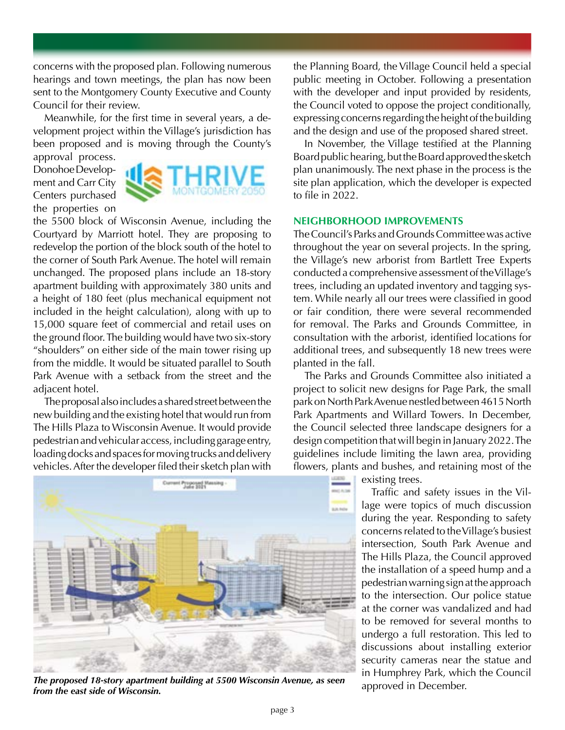concerns with the proposed plan. Following numerous hearings and town meetings, the plan has now been sent to the Montgomery County Executive and County Council for their review.

Meanwhile, for the first time in several years, a development project within the Village's jurisdiction has been proposed and is moving through the County's approval process. Donohoe Development and Carr City Centers purchased the properties on the 5500 block of Wisconsin Avenue, including the Courtyard by Marriott hotel. They are proposing to redevelop the portion of the block south of the hotel to the corner of South Park Avenue. The hotel will remain unchanged. The proposed plans include an 18-story apartment building with approximately 380 units and a height of 180 feet (plus mechanical equipment not included in the height calculation), along with up to 15,000 square feet of commercial and retail uses on the ground floor. The building would have two six-story "shoulders" on either side of the main tower rising up from the middle. It would be situated parallel to South Park Avenue with a setback from the street and the adjacent hotel.

The proposal also includes a shared street between the new building and the existing hotel that would run from The Hills Plaza to Wisconsin Avenue. It would provide pedestrian and vehicular access, including garage entry, loading docks and spaces for moving trucks and delivery vehicles. After the developer filed their sketch plan with the Planning Board, the Village Council held a special public meeting in October. Following a presentation with the developer and input provided by residents, the Council voted to oppose the project conditionally, expressing concerns regarding the height of the building and the design and use of the proposed shared street.

In November, the Village testified at the Planning Board public hearing, but the Board approved the sketch plan unanimously. The next phase in the process is the site plan application, which the developer is expected to file in 2022.

*The proposed 18-story apartment building at 5500 Wisconsin Avenue, as seen from the east side of Wisconsin.*

## NEIGHBORHOOD IMPROVEMENTS

The Council's Parks and Grounds Committee was active throughout the year on several projects. In the spring, the Village's new arborist from Bartlett Tree Experts conducted a comprehensive assessment of the Village's trees, including an updated inventory and tagging system. While nearly all our trees were classified in good or fair condition, there were several recommended for removal. The Parks and Grounds Committee, in consultation with the arborist, identified locations for additional trees, and subsequently 18 new trees were planted in the fall.

The Parks and Grounds Committee also initiated a project to solicit new designs for Page Park, the small park on North Park Avenue nestled between 4615 North Park Apartments and Willard Towers. In December, the Council selected three landscape designers for a design competition that will begin in January 2022. The guidelines include limiting the lawn area, providing flowers, plants and bushes, and retaining most of the existing trees.

Traffic and safety issues in the Village were topics of much discussion during the year. Responding to safety concerns related to the Village's busiest intersection, South Park Avenue and The Hills Plaza, the Council approved the installation of a speed hump and a pedestrian warning sign at the approach to the intersection. Our police statue at the corner was vandalized and had to be removed for several months to undergo a full restoration. This led to discussions about installing exterior security cameras near the statue and in Humphrey Park, which the Council approved in December.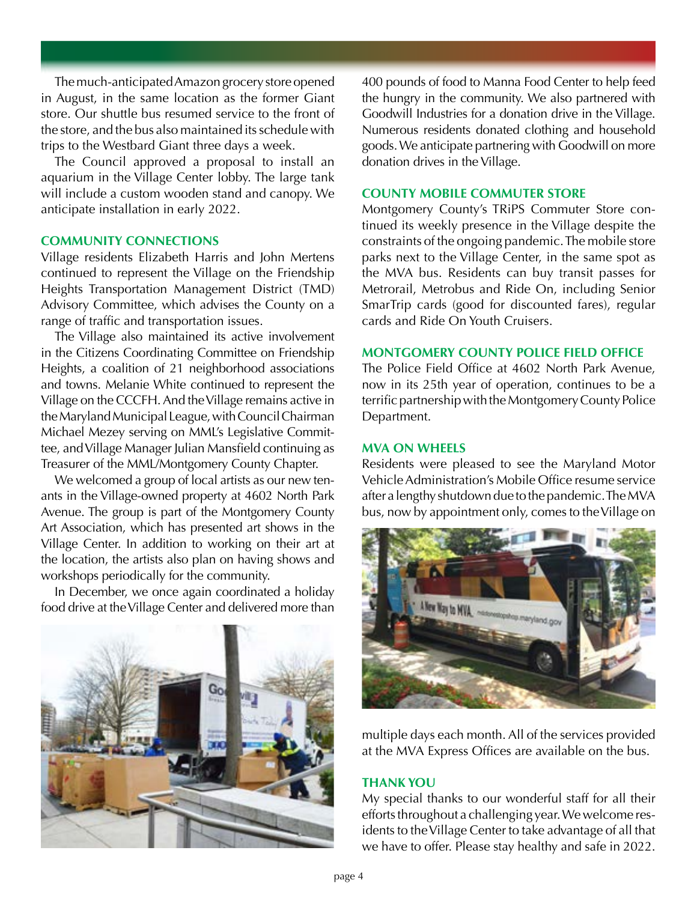The much-anticipated Amazon grocery store opened in August, in the same location as the former Giant store. Our shuttle bus resumed service to the front of the store, and the bus also maintained its schedule with trips to the Westbard Giant three days a week.

The Council approved a proposal to install an aquarium in the Village Center lobby. The large tank will include a custom wooden stand and canopy. We anticipate installation in early 2022.

### COMMUNITY CONNECTIONS

Village residents Elizabeth Harris and John Mertens continued to represent the Village on the Friendship Heights Transportation Management District (TMD) Advisory Committee, which advises the County on a range of traffic and transportation issues.

The Village also maintained its active involvement in the Citizens Coordinating Committee on Friendship Heights, a coalition of 21 neighborhood associations and towns. Melanie White continued to represent the Village on the CCCFH. And the Village remains active in the Maryland Municipal League, with Council Chairman Michael Mezey serving on MML's Legislative Committee, and Village Manager Julian Mansfield continuing as Treasurer of the MML/Montgomery County Chapter.

We welcomed a group of local artists as our new tenants in the Village-owned property at 4602 North Park Avenue. The group is part of the Montgomery County Art Association, which has presented art shows in the Village Center. In addition to working on their art at the location, the artists also plan on having shows and workshops periodically for the community.

In December, we once again coordinated a holiday food drive at the Village Center and delivered more than 400 pounds of food to Manna Food Center to help feed the hungry in the community. We also partnered with Goodwill Industries for a donation drive in the Village. Numerous residents donated clothing and household goods. We anticipate partnering with Goodwill on more donation drives in the Village.

### COUNTY MOBILE COMMUTER STORE

Montgomery County's TRiPS Commuter Store continued its weekly presence in the Village despite the constraints of the ongoing pandemic. The mobile store parks next to the Village Center, in the same spot as the MVA bus. Residents can buy transit passes for Metrorail, Metrobus and Ride On, including Senior SmarTrip cards (good for discounted fares), regular cards and Ride On Youth Cruisers.

### MONTGOMERY COUNTY POLICE FIELD OFFICE

The Police Field Office at 4602 North Park Avenue, now in its 25th year of operation, continues to be a terrific partnership with the Montgomery County Police Department.

### MVA ON WHEELS

Residents were pleased to see the Maryland Motor Vehicle Administration's Mobile Office resume service after a lengthy shutdown due to the pandemic. The MVA bus, now by appointment only, comes to the Village on multiple days each month. All of the services provided at the MVA Express Offices are available on the bus.

### THANK YOU

My special thanks to our wonderful staff for all their efforts throughout a challenging year. We welcome residents to the Village Center to take advantage of all that we have to offer. Please stay healthy and safe in 2022.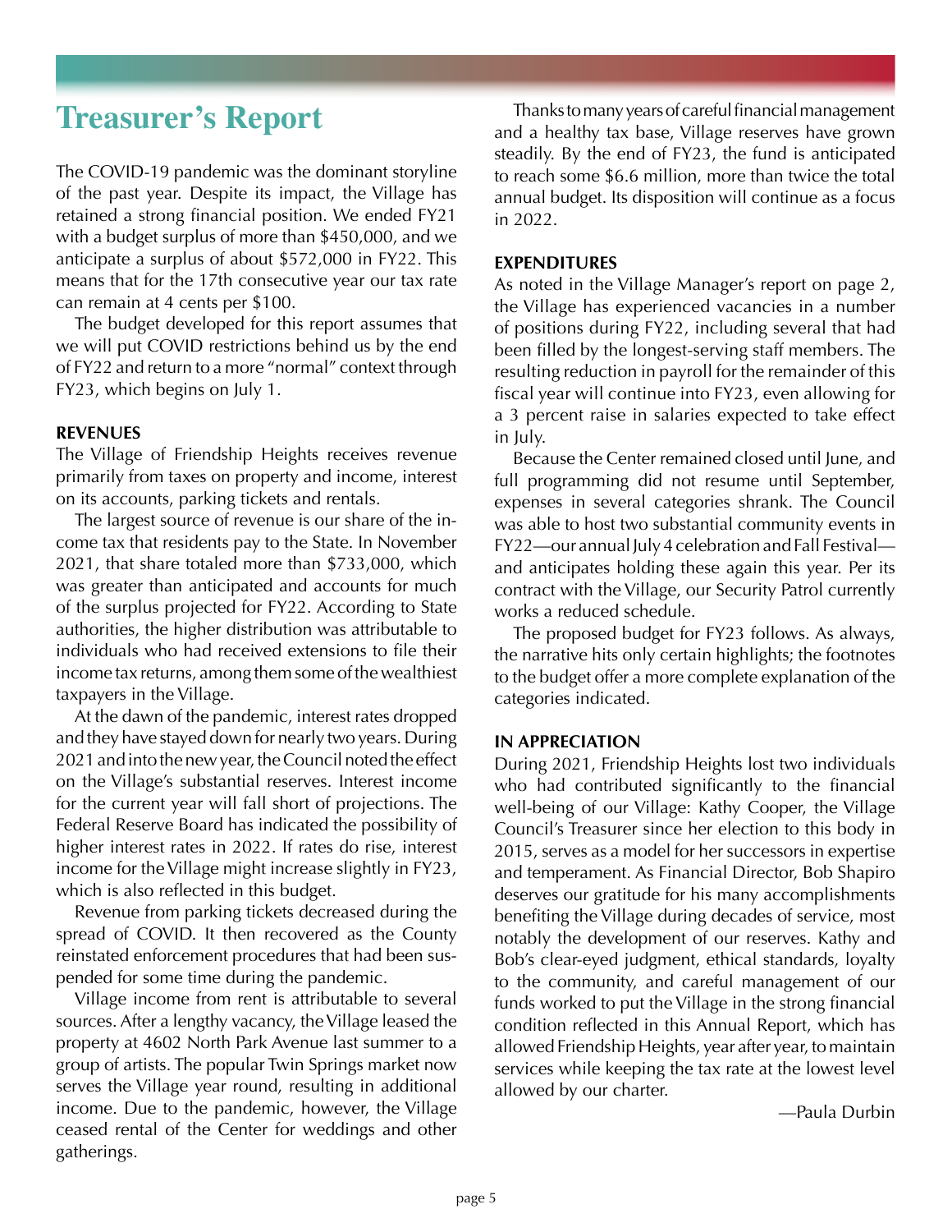# Treasurer's Report

The COVID-19 pandemic was the dominant storyline of the past year. Despite its impact, the Village has retained a strong financial position. We ended FY21 with a budget surplus of more than $450,000, and we anticipate a surplus of about $572,000 in FY22. This means that for the 17th consecutive year our tax rate can remain at 4 cents per $100.

The budget developed for this report assumes that we will put COVID restrictions behind us by the end of FY22 and return to a more "normal" context through FY23, which begins on July 1.

**REVENUES**

The Village of Friendship Heights receives revenue primarily from taxes on property and income, interest on its accounts, parking tickets and rentals.

The largest source of revenue is our share of the income tax that residents pay to the State. In November 2021, that share totaled more than $733,000, which was greater than anticipated and accounts for much of the surplus projected for FY22. According to State authorities, the higher distribution was attributable to individuals who had received extensions to file their income tax returns, among them some of the wealthiest taxpayers in the Village.

At the dawn of the pandemic, interest rates dropped and they have stayed down for nearly two years. During 2021 and into the new year, the Council noted the effect on the Village's substantial reserves. Interest income for the current year will fall short of projections. The Federal Reserve Board has indicated the possibility of higher interest rates in 2022. If rates do rise, interest income for the Village might increase slightly in FY23, which is also reflected in this budget.

Revenue from parking tickets decreased during the spread of COVID. It then recovered as the County reinstated enforcement procedures that had been suspended for some time during the pandemic.

Village income from rent is attributable to several sources. After a lengthy vacancy, the Village leased the property at 4602 North Park Avenue last summer to a group of artists. The popular Twin Springs market now serves the Village year round, resulting in additional income. Due to the pandemic, however, the Village ceased rental of the Center for weddings and other gatherings.

Thanks to many years of careful financial management and a healthy tax base, Village reserves have grown steadily. By the end of FY23, the fund is anticipated to reach some $6.6 million, more than twice the total annual budget. Its disposition will continue as a focus in 2022.

**EXPENDITURES**

As noted in the Village Manager's report on page 2, the Village has experienced vacancies in a number of positions during FY22, including several that had been filled by the longest-serving staff members. The resulting reduction in payroll for the remainder of this fiscal year will continue into FY23, even allowing for a 3 percent raise in salaries expected to take effect in July.

Because the Center remained closed until June, and full programming did not resume until September, expenses in several categories shrank. The Council was able to host two substantial community events in FY22—our annual July 4 celebration and Fall Festival—and anticipates holding these again this year. Per its contract with the Village, our Security Patrol currently works a reduced schedule.

The proposed budget for FY23 follows. As always, the narrative hits only certain highlights; the footnotes to the budget offer a more complete explanation of the categories indicated.

**IN APPRECIATION**

During 2021, Friendship Heights lost two individuals who had contributed significantly to the financial well-being of our Village: Kathy Cooper, the Village Council's Treasurer since her election to this body in 2015, serves as a model for her successors in expertise and temperament. As Financial Director, Bob Shapiro deserves our gratitude for his many accomplishments benefiting the Village during decades of service, most notably the development of our reserves. Kathy and Bob's clear-eyed judgment, ethical standards, loyalty to the community, and careful management of our funds worked to put the Village in the strong financial condition reflected in this Annual Report, which has allowed Friendship Heights, year after year, to maintain services while keeping the tax rate at the lowest level allowed by our charter.

—Paula Durbin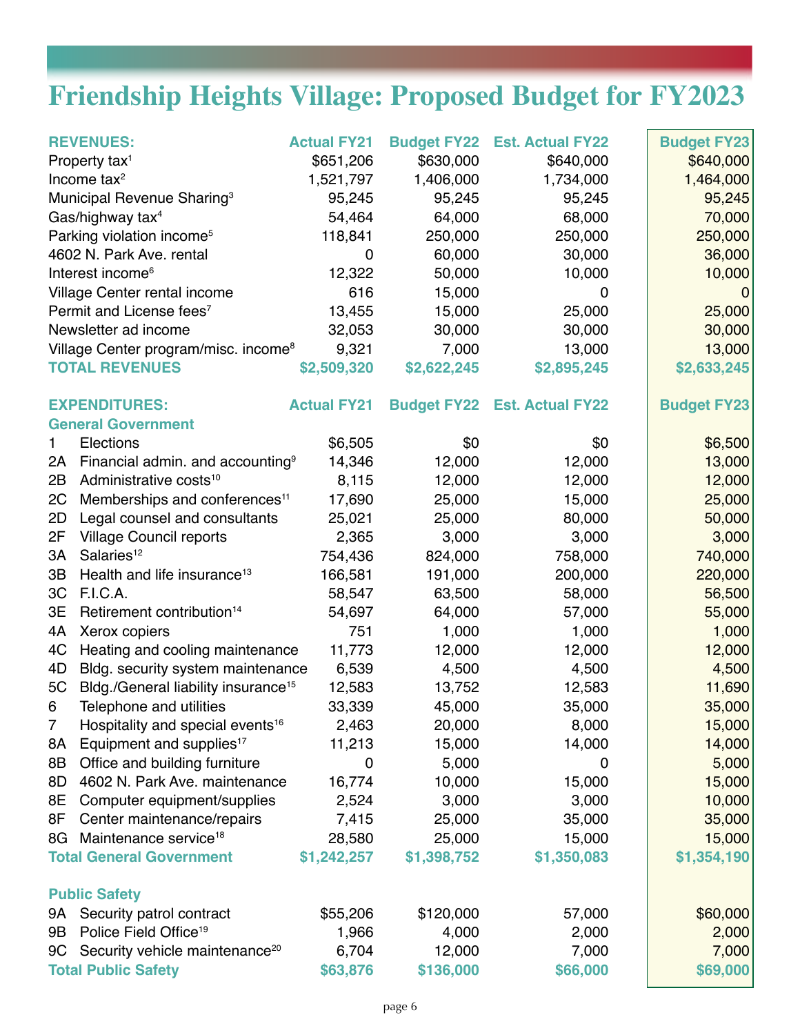# Friendship Heights Village: Proposed Budget for FY2023

| REVENUES: | Actual FY21 | Budget FY22 | Est. Actual FY22 | Budget FY23 |
|---|---|---|---|---|
| Property tax[1] | $651,206 | $630,000 | $640,000 | $640,000 |
| Income tax[2] | 1,521,797 | 1,406,000 | 1,734,000 | 1,464,000 |
| Municipal Revenue Sharing[3] | 95,245 | 95,245 | 95,245 | 95,245 |
| Gas/highway tax[4] | 54,464 | 64,000 | 68,000 | 70,000 |
| Parking violation income[5] | 118,841 | 250,000 | 250,000 | 250,000 |
| 4602 N. Park Ave. rental | 0 | 60,000 | 30,000 | 36,000 |
| Interest income[6] | 12,322 | 50,000 | 10,000 | 10,000 |
| Village Center rental income | 616 | 15,000 | 0 | 0 |
| Permit and License fees[7] | 13,455 | 15,000 | 25,000 | 25,000 |
| Newsletter ad income | 32,053 | 30,000 | 30,000 | 30,000 |
| Village Center program/misc. income[8] | 9,321 | 7,000 | 13,000 | 13,000 |
| **TOTAL REVENUES** | **$2,509,320** | **$2,622,245** | **$2,895,245** | **$2,633,245** |

| EXPENDITURES: | | Actual FY21 | Budget FY22 | Est. Actual FY22 | Budget FY23 |
|---|---|---|---|---|---|
| **General Government** | | | | | |
| 1 | Elections | $6,505 | $0 | $0 | $6,500 |
| 2A | Financial admin. and accounting[9] | 14,346 | 12,000 | 12,000 | 13,000 |
| 2B | Administrative costs[10] | 8,115 | 12,000 | 12,000 | 12,000 |
| 2C | Memberships and conferences[11] | 17,690 | 25,000 | 15,000 | 25,000 |
| 2D | Legal counsel and consultants | 25,021 | 25,000 | 80,000 | 50,000 |
| 2F | Village Council reports | 2,365 | 3,000 | 3,000 | 3,000 |
| 3A | Salaries[12] | 754,436 | 824,000 | 758,000 | 740,000 |
| 3B | Health and life insurance[13] | 166,581 | 191,000 | 200,000 | 220,000 |
| 3C | F.I.C.A. | 58,547 | 63,500 | 58,000 | 56,500 |
| 3E | Retirement contribution[14] | 54,697 | 64,000 | 57,000 | 55,000 |
| 4A | Xerox copiers | 751 | 1,000 | 1,000 | 1,000 |
| 4C | Heating and cooling maintenance | 11,773 | 12,000 | 12,000 | 12,000 |
| 4D | Bldg. security system maintenance | 6,539 | 4,500 | 4,500 | 4,500 |
| 5C | Bldg./General liability insurance[15] | 12,583 | 13,752 | 12,583 | 11,690 |
| 6 | Telephone and utilities | 33,339 | 45,000 | 35,000 | 35,000 |
| 7 | Hospitality and special events[16] | 2,463 | 20,000 | 8,000 | 15,000 |
| 8A | Equipment and supplies[17] | 11,213 | 15,000 | 14,000 | 14,000 |
| 8B | Office and building furniture | 0 | 5,000 | 0 | 5,000 |
| 8D | 4602 N. Park Ave. maintenance | 16,774 | 10,000 | 15,000 | 15,000 |
| 8E | Computer equipment/supplies | 2,524 | 3,000 | 3,000 | 10,000 |
| 8F | Center maintenance/repairs | 7,415 | 25,000 | 35,000 | 35,000 |
| 8G | Maintenance service[18] | 28,580 | 25,000 | 15,000 | 15,000 |
| **Total General Government** | | **$1,242,257** | **$1,398,752** | **$1,350,083** | **$1,354,190** |
| **Public Safety** | | | | | |
| 9A | Security patrol contract | $55,206 | $120,000 | 57,000 | $60,000 |
| 9B | Police Field Office[19] | 1,966 | 4,000 | 2,000 | 2,000 |
| 9C | Security vehicle maintenance[20] | 6,704 | 12,000 | 7,000 | 7,000 |
| **Total Public Safety** | | **$63,876** | **$136,000** | **$66,000** | **$69,000** |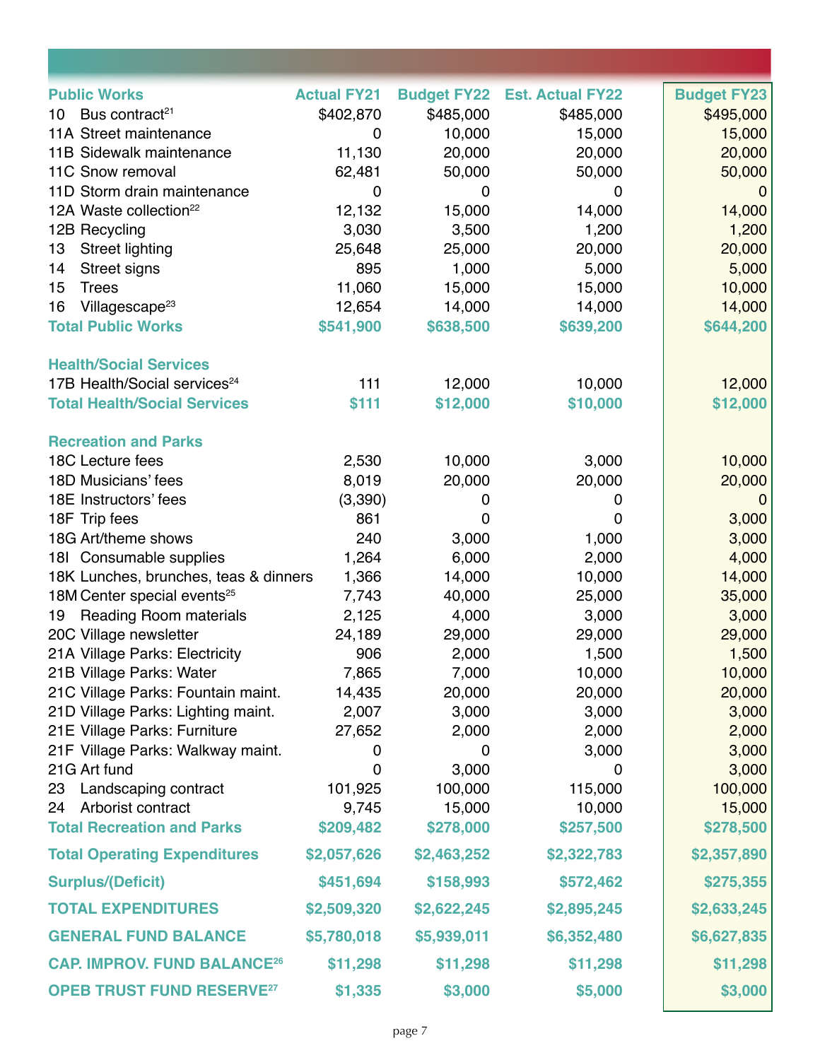| Public Works | Actual FY21 | Budget FY22 | Est. Actual FY22 | Budget FY23 |
|---|---|---|---|---|
| 10 Bus contract[21] | $402,870 | $485,000 | $485,000 | $495,000 |
| 11A Street maintenance | 0 | 10,000 | 15,000 | 15,000 |
| 11B Sidewalk maintenance | 11,130 | 20,000 | 20,000 | 20,000 |
| 11C Snow removal | 62,481 | 50,000 | 50,000 | 50,000 |
| 11D Storm drain maintenance | 0 | 0 | 0 | 0 |
| 12A Waste collection[22] | 12,132 | 15,000 | 14,000 | 14,000 |
| 12B Recycling | 3,030 | 3,500 | 1,200 | 1,200 |
| 13 Street lighting | 25,648 | 25,000 | 20,000 | 20,000 |
| 14 Street signs | 895 | 1,000 | 5,000 | 5,000 |
| 15 Trees | 11,060 | 15,000 | 15,000 | 10,000 |
| 16 Villagescape[23] | 12,654 | 14,000 | 14,000 | 14,000 |
| **Total Public Works** | **$541,900** | **$638,500** | **$639,200** | **$644,200** |
| **Health/Social Services** | | | | |
| 17B Health/Social services[24] | 111 | 12,000 | 10,000 | 12,000 |
| **Total Health/Social Services** | **$111** | **$12,000** | **$10,000** | **$12,000** |
| **Recreation and Parks** | | | | |
| 18C Lecture fees | 2,530 | 10,000 | 3,000 | 10,000 |
| 18D Musicians' fees | 8,019 | 20,000 | 20,000 | 20,000 |
| 18E Instructors' fees | (3,390) | 0 | 0 | 0 |
| 18F Trip fees | 861 | 0 | 0 | 3,000 |
| 18G Art/theme shows | 240 | 3,000 | 1,000 | 3,000 |
| 18I Consumable supplies | 1,264 | 6,000 | 2,000 | 4,000 |
| 18K Lunches, brunches, teas & dinners | 1,366 | 14,000 | 10,000 | 14,000 |
| 18M Center special events[25] | 7,743 | 40,000 | 25,000 | 35,000 |
| 19 Reading Room materials | 2,125 | 4,000 | 3,000 | 3,000 |
| 20C Village newsletter | 24,189 | 29,000 | 29,000 | 29,000 |
| 21A Village Parks: Electricity | 906 | 2,000 | 1,500 | 1,500 |
| 21B Village Parks: Water | 7,865 | 7,000 | 10,000 | 10,000 |
| 21C Village Parks: Fountain maint. | 14,435 | 20,000 | 20,000 | 20,000 |
| 21D Village Parks: Lighting maint. | 2,007 | 3,000 | 3,000 | 3,000 |
| 21E Village Parks: Furniture | 27,652 | 2,000 | 2,000 | 2,000 |
| 21F Village Parks: Walkway maint. | 0 | 0 | 3,000 | 3,000 |
| 21G Art fund | 0 | 3,000 | 0 | 3,000 |
| 23 Landscaping contract | 101,925 | 100,000 | 115,000 | 100,000 |
| 24 Arborist contract | 9,745 | 15,000 | 10,000 | 15,000 |
| **Total Recreation and Parks** | **$209,482** | **$278,000** | **$257,500** | **$278,500** |
| **Total Operating Expenditures** | **$2,057,626** | **$2,463,252** | **$2,322,783** | **$2,357,890** |
| **Surplus/(Deficit)** | **$451,694** | **$158,993** | **$572,462** | **$275,355** |
| **TOTAL EXPENDITURES** | **$2,509,320** | **$2,622,245** | **$2,895,245** | **$2,633,245** |
| **GENERAL FUND BALANCE** | **$5,780,018** | **$5,939,011** | **$6,352,480** | **$6,627,835** |
| **CAP. IMPROV. FUND BALANCE[26]** | **$11,298** | **$11,298** | **$11,298** | **$11,298** |
| **OPEB TRUST FUND RESERVE[27]** | **$1,335** | **$3,000** | **$5,000** | **$3,000** |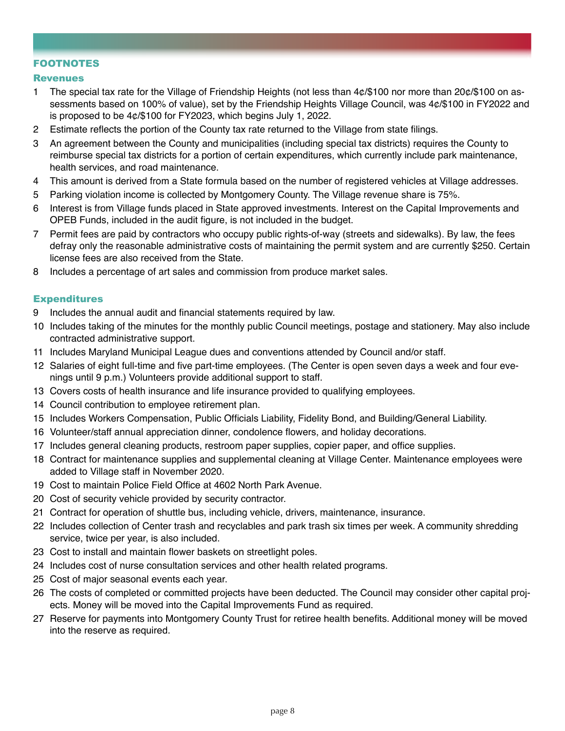## FOOTNOTES

### Revenues

1. The special tax rate for the Village of Friendship Heights (not less than 4¢/$100 nor more than 20¢/$100 on assessments based on 100% of value), set by the Friendship Heights Village Council, was 4¢/$100 in FY2022 and is proposed to be 4¢/$100 for FY2023, which begins July 1, 2022.
2. Estimate reflects the portion of the County tax rate returned to the Village from state filings.
3. An agreement between the County and municipalities (including special tax districts) requires the County to reimburse special tax districts for a portion of certain expenditures, which currently include park maintenance, health services, and road maintenance.
4. This amount is derived from a State formula based on the number of registered vehicles at Village addresses.
5. Parking violation income is collected by Montgomery County. The Village revenue share is 75%.
6. Interest is from Village funds placed in State approved investments. Interest on the Capital Improvements and OPEB Funds, included in the audit figure, is not included in the budget.
7. Permit fees are paid by contractors who occupy public rights-of-way (streets and sidewalks). By law, the fees defray only the reasonable administrative costs of maintaining the permit system and are currently $250. Certain license fees are also received from the State.
8. Includes a percentage of art sales and commission from produce market sales.

### Expenditures

9. Includes the annual audit and financial statements required by law.
10. Includes taking of the minutes for the monthly public Council meetings, postage and stationery. May also include contracted administrative support.
11. Includes Maryland Municipal League dues and conventions attended by Council and/or staff.
12. Salaries of eight full-time and five part-time employees. (The Center is open seven days a week and four evenings until 9 p.m.) Volunteers provide additional support to staff.
13. Covers costs of health insurance and life insurance provided to qualifying employees.
14. Council contribution to employee retirement plan.
15. Includes Workers Compensation, Public Officials Liability, Fidelity Bond, and Building/General Liability.
16. Volunteer/staff annual appreciation dinner, condolence flowers, and holiday decorations.
17. Includes general cleaning products, restroom paper supplies, copier paper, and office supplies.
18. Contract for maintenance supplies and supplemental cleaning at Village Center. Maintenance employees were added to Village staff in November 2020.
19. Cost to maintain Police Field Office at 4602 North Park Avenue.
20. Cost of security vehicle provided by security contractor.
21. Contract for operation of shuttle bus, including vehicle, drivers, maintenance, insurance.
22. Includes collection of Center trash and recyclables and park trash six times per week. A community shredding service, twice per year, is also included.
23. Cost to install and maintain flower baskets on streetlight poles.
24. Includes cost of nurse consultation services and other health related programs.
25. Cost of major seasonal events each year.
26. The costs of completed or committed projects have been deducted. The Council may consider other capital projects. Money will be moved into the Capital Improvements Fund as required.
27. Reserve for payments into Montgomery County Trust for retiree health benefits. Additional money will be moved into the reserve as required.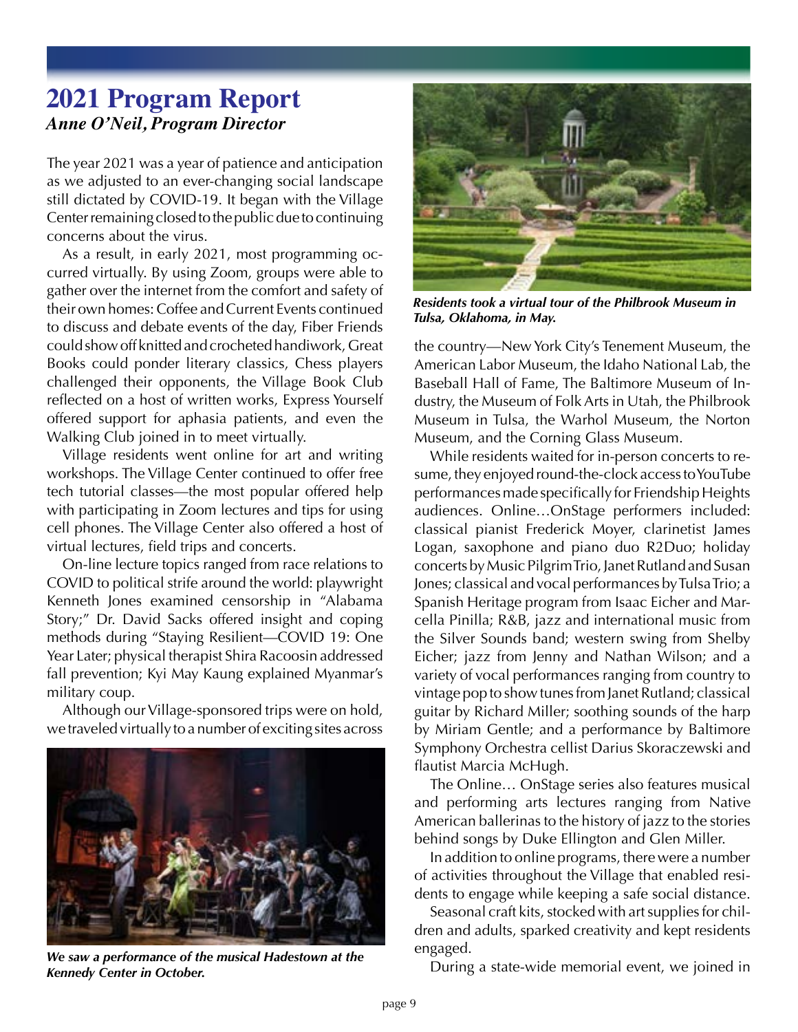# 2021 Program Report

***Anne O'Neil, Program Director***

The year 2021 was a year of patience and anticipation as we adjusted to an ever-changing social landscape still dictated by COVID-19. It began with the Village Center remaining closed to the public due to continuing concerns about the virus.

As a result, in early 2021, most programming occurred virtually. By using Zoom, groups were able to gather over the internet from the comfort and safety of their own homes: Coffee and Current Events continued to discuss and debate events of the day, Fiber Friends could show off knitted and crocheted handiwork, Great Books could ponder literary classics, Chess players challenged their opponents, the Village Book Club reflected on a host of written works, Express Yourself offered support for aphasia patients, and even the Walking Club joined in to meet virtually.

Village residents went online for art and writing workshops. The Village Center continued to offer free tech tutorial classes—the most popular offered help with participating in Zoom lectures and tips for using cell phones. The Village Center also offered a host of virtual lectures, field trips and concerts.

On-line lecture topics ranged from race relations to COVID to political strife around the world: playwright Kenneth Jones examined censorship in "Alabama Story;" Dr. David Sacks offered insight and coping methods during "Staying Resilient—COVID 19: One Year Later; physical therapist Shira Racoosin addressed fall prevention; Kyi May Kaung explained Myanmar's military coup.

Although our Village-sponsored trips were on hold, we traveled virtually to a number of exciting sites across the country—New York City's Tenement Museum, the American Labor Museum, the Idaho National Lab, the Baseball Hall of Fame, The Baltimore Museum of Industry, the Museum of Folk Arts in Utah, the Philbrook Museum in Tulsa, the Warhol Museum, the Norton Museum, and the Corning Glass Museum.

***We saw a performance of the musical Hadestown at the Kennedy Center in October.***

***Residents took a virtual tour of the Philbrook Museum in Tulsa, Oklahoma, in May.***

While residents waited for in-person concerts to resume, they enjoyed round-the-clock access to YouTube performances made specifically for Friendship Heights audiences. Online…OnStage performers included: classical pianist Frederick Moyer, clarinetist James Logan, saxophone and piano duo R2Duo; holiday concerts by Music Pilgrim Trio, Janet Rutland and Susan Jones; classical and vocal performances by Tulsa Trio; a Spanish Heritage program from Isaac Eicher and Marcella Pinilla; R&B, jazz and international music from the Silver Sounds band; western swing from Shelby Eicher; jazz from Jenny and Nathan Wilson; and a variety of vocal performances ranging from country to vintage pop to show tunes from Janet Rutland; classical guitar by Richard Miller; soothing sounds of the harp by Miriam Gentle; and a performance by Baltimore Symphony Orchestra cellist Darius Skoraczewski and flautist Marcia McHugh.

The Online… OnStage series also features musical and performing arts lectures ranging from Native American ballerinas to the history of jazz to the stories behind songs by Duke Ellington and Glen Miller.

In addition to online programs, there were a number of activities throughout the Village that enabled residents to engage while keeping a safe social distance.

Seasonal craft kits, stocked with art supplies for children and adults, sparked creativity and kept residents engaged.

During a state-wide memorial event, we joined in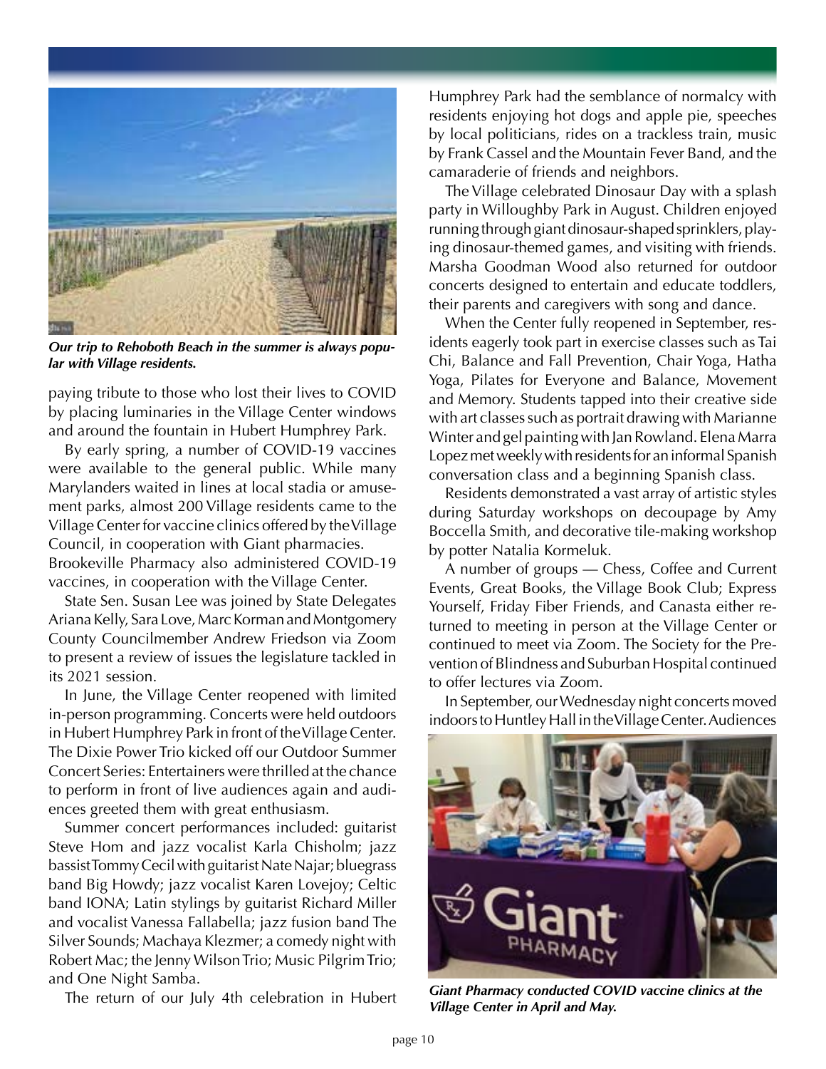*Our trip to Rehoboth Beach in the summer is always popular with Village residents.*

paying tribute to those who lost their lives to COVID by placing luminaries in the Village Center windows and around the fountain in Hubert Humphrey Park.

By early spring, a number of COVID-19 vaccines were available to the general public. While many Marylanders waited in lines at local stadia or amusement parks, almost 200 Village residents came to the Village Center for vaccine clinics offered by the Village Council, in cooperation with Giant pharmacies. Brookeville Pharmacy also administered COVID-19 vaccines, in cooperation with the Village Center.

State Sen. Susan Lee was joined by State Delegates Ariana Kelly, Sara Love, Marc Korman and Montgomery County Councilmember Andrew Friedson via Zoom to present a review of issues the legislature tackled in its 2021 session.

In June, the Village Center reopened with limited in-person programming. Concerts were held outdoors in Hubert Humphrey Park in front of the Village Center. The Dixie Power Trio kicked off our Outdoor Summer Concert Series: Entertainers were thrilled at the chance to perform in front of live audiences again and audiences greeted them with great enthusiasm.

Summer concert performances included: guitarist Steve Hom and jazz vocalist Karla Chisholm; jazz bassist Tommy Cecil with guitarist Nate Najar; bluegrass band Big Howdy; jazz vocalist Karen Lovejoy; Celtic band IONA; Latin stylings by guitarist Richard Miller and vocalist Vanessa Fallabella; jazz fusion band The Silver Sounds; Machaya Klezmer; a comedy night with Robert Mac; the Jenny Wilson Trio; Music Pilgrim Trio; and One Night Samba.

The return of our July 4th celebration in Hubert Humphrey Park had the semblance of normalcy with residents enjoying hot dogs and apple pie, speeches by local politicians, rides on a trackless train, music by Frank Cassel and the Mountain Fever Band, and the camaraderie of friends and neighbors.

The Village celebrated Dinosaur Day with a splash party in Willoughby Park in August. Children enjoyed running through giant dinosaur-shaped sprinklers, playing dinosaur-themed games, and visiting with friends. Marsha Goodman Wood also returned for outdoor concerts designed to entertain and educate toddlers, their parents and caregivers with song and dance.

When the Center fully reopened in September, residents eagerly took part in exercise classes such as Tai Chi, Balance and Fall Prevention, Chair Yoga, Hatha Yoga, Pilates for Everyone and Balance, Movement and Memory. Students tapped into their creative side with art classes such as portrait drawing with Marianne Winter and gel painting with Jan Rowland. Elena Marra Lopez met weekly with residents for an informal Spanish conversation class and a beginning Spanish class.

Residents demonstrated a vast array of artistic styles during Saturday workshops on decoupage by Amy Boccella Smith, and decorative tile-making workshop by potter Natalia Kormeluk.

A number of groups — Chess, Coffee and Current Events, Great Books, the Village Book Club; Express Yourself, Friday Fiber Friends, and Canasta either returned to meeting in person at the Village Center or continued to meet via Zoom. The Society for the Prevention of Blindness and Suburban Hospital continued to offer lectures via Zoom.

In September, our Wednesday night concerts moved indoors to Huntley Hall in the Village Center. Audiences

*Giant Pharmacy conducted COVID vaccine clinics at the Village Center in April and May.*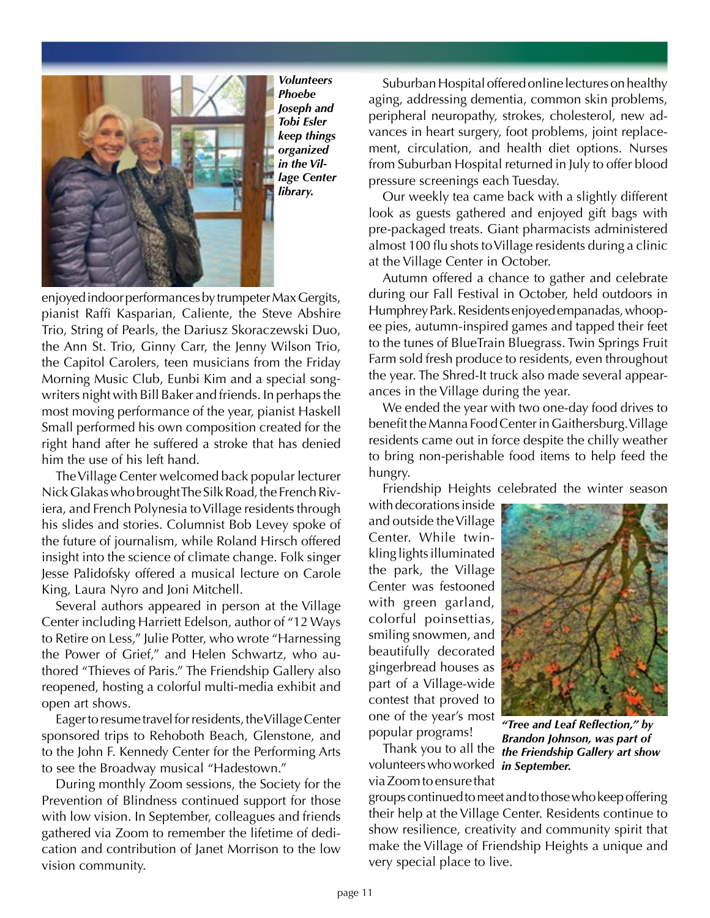*Volunteers Phoebe Joseph and Tobi Esler keep things organized in the Village Center library.*

enjoyed indoor performances by trumpeter Max Gergits, pianist Raffi Kasparian, Caliente, the Steve Abshire Trio, String of Pearls, the Dariusz Skoraczewski Duo, the Ann St. Trio, Ginny Carr, the Jenny Wilson Trio, the Capitol Carolers, teen musicians from the Friday Morning Music Club, Eunbi Kim and a special songwriters night with Bill Baker and friends. In perhaps the most moving performance of the year, pianist Haskell Small performed his own composition created for the right hand after he suffered a stroke that has denied him the use of his left hand.

The Village Center welcomed back popular lecturer Nick Glakas who brought The Silk Road, the French Riviera, and French Polynesia to Village residents through his slides and stories. Columnist Bob Levey spoke of the future of journalism, while Roland Hirsch offered insight into the science of climate change. Folk singer Jesse Palidofsky offered a musical lecture on Carole King, Laura Nyro and Joni Mitchell.

Several authors appeared in person at the Village Center including Harriett Edelson, author of "12 Ways to Retire on Less," Julie Potter, who wrote "Harnessing the Power of Grief," and Helen Schwartz, who authored "Thieves of Paris." The Friendship Gallery also reopened, hosting a colorful multi-media exhibit and open art shows.

Eager to resume travel for residents, the Village Center sponsored trips to Rehoboth Beach, Glenstone, and to the John F. Kennedy Center for the Performing Arts to see the Broadway musical "Hadestown."

During monthly Zoom sessions, the Society for the Prevention of Blindness continued support for those with low vision. In September, colleagues and friends gathered via Zoom to remember the lifetime of dedication and contribution of Janet Morrison to the low vision community.

Suburban Hospital offered online lectures on healthy aging, addressing dementia, common skin problems, peripheral neuropathy, strokes, cholesterol, new advances in heart surgery, foot problems, joint replacement, circulation, and health diet options. Nurses from Suburban Hospital returned in July to offer blood pressure screenings each Tuesday.

Our weekly tea came back with a slightly different look as guests gathered and enjoyed gift bags with pre-packaged treats. Giant pharmacists administered almost 100 flu shots to Village residents during a clinic at the Village Center in October.

Autumn offered a chance to gather and celebrate during our Fall Festival in October, held outdoors in Humphrey Park. Residents enjoyed empanadas, whoopee pies, autumn-inspired games and tapped their feet to the tunes of BlueTrain Bluegrass. Twin Springs Fruit Farm sold fresh produce to residents, even throughout the year. The Shred-It truck also made several appearances in the Village during the year.

We ended the year with two one-day food drives to benefit the Manna Food Center in Gaithersburg. Village residents came out in force despite the chilly weather to bring non-perishable food items to help feed the hungry.

Friendship Heights celebrated the winter season with decorations inside and outside the Village Center. While twinkling lights illuminated the park, the Village Center was festooned with green garland, colorful poinsettias, smiling snowmen, and beautifully decorated gingerbread houses as part of a Village-wide contest that proved to one of the year's most popular programs!

*"Tree and Leaf Reflection," by Brandon Johnson, was part of the Friendship Gallery art show in September.*

Thank you to all the volunteers who worked via Zoom to ensure that groups continued to meet and to those who keep offering their help at the Village Center. Residents continue to show resilience, creativity and community spirit that make the Village of Friendship Heights a unique and very special place to live.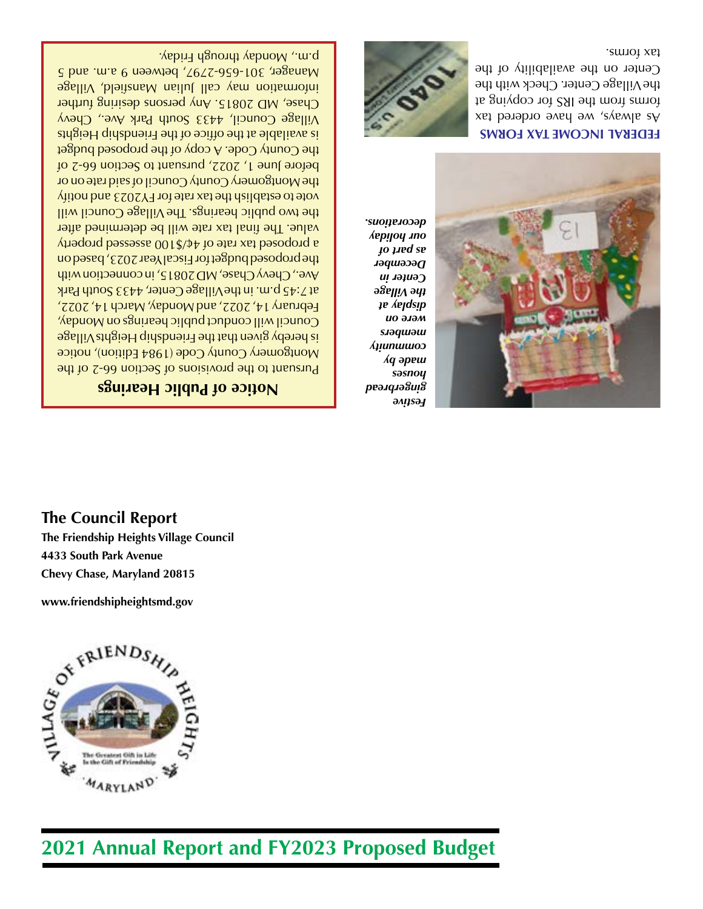## FEDERAL INCOME TAX FORMS

As always, we have ordered tax forms from the IRS for copying at the Village Center. Check with the Village Center on the availability of the tax forms.

*Festive gingerbread houses made by community members were on display at the Village Center in December as part of our holiday decorations.*

## Notice of Public Hearings

Pursuant to the provisions of Section 66-2 of the Montgomery County Code (1984 Edition), notice is hereby given that the Friendship Heights Village Council will conduct public hearings on Monday, February 14, 2022, and Monday, March 14, 2022, at 7:45 p.m. in the Village Center, 4433 South Park Ave., Chevy Chase, MD 20815, in connection with the proposed budget for Fiscal Year 2023, based on a proposed tax rate of 4¢/$100 assessed property value. The final tax rate will be determined after the two public hearings. The Village Council will vote to establish the tax rate for FY2023 and notify the Montgomery County Council of said rate on or before June 1, 2022, pursuant to Section 66-2 of the County Code. A copy of the proposed budget is available at the office of the Friendship Heights Village Council, 4433 South Park Ave., Chevy Chase, MD 20815. Any persons desiring further information may call Julian Mansfield, Village Manager, 301-656-2797, between 9 a.m. and 5 p.m., Monday through Friday.

**The Council Report**

**The Friendship Heights Village Council**
**4433 South Park Avenue**
**Chevy Chase, Maryland 20815**

**www.friendshipheightsmd.gov**

VILLAGE OF FRIENDSHIP HEIGHTS · MARYLAND
The Greatest Gift in Life Is the Gift of Friendship

# 2021 Annual Report and FY2023 Proposed Budget